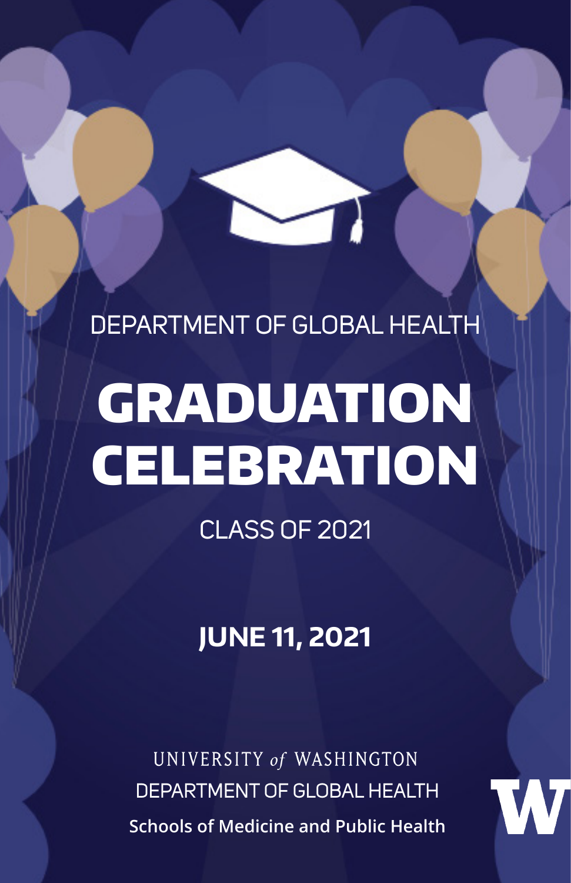DEPARTMENT OF GLOBAL HEALTH

# GRADUATION CELEBRATION

CLASS OF 2021

**JUNE 11, 2021**

UNIVERSITY *of* WASHINGTON

DEPARTMENT OF GLOBAL HEALTH

**Schools of Medicine and Public Health**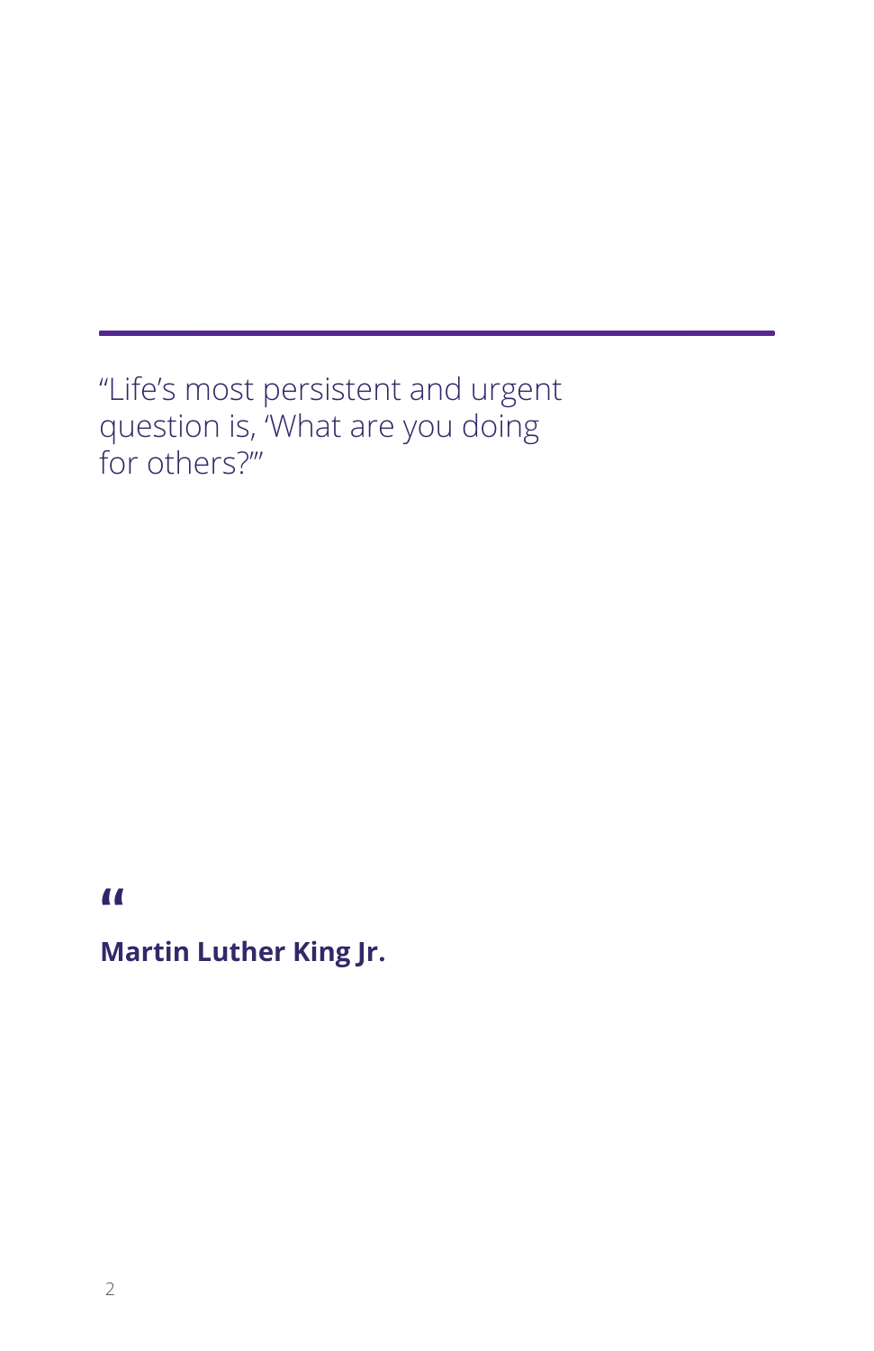"Life's most persistent and urgent question is, 'What are you doing for others?'"

"

**Martin Luther King Jr.**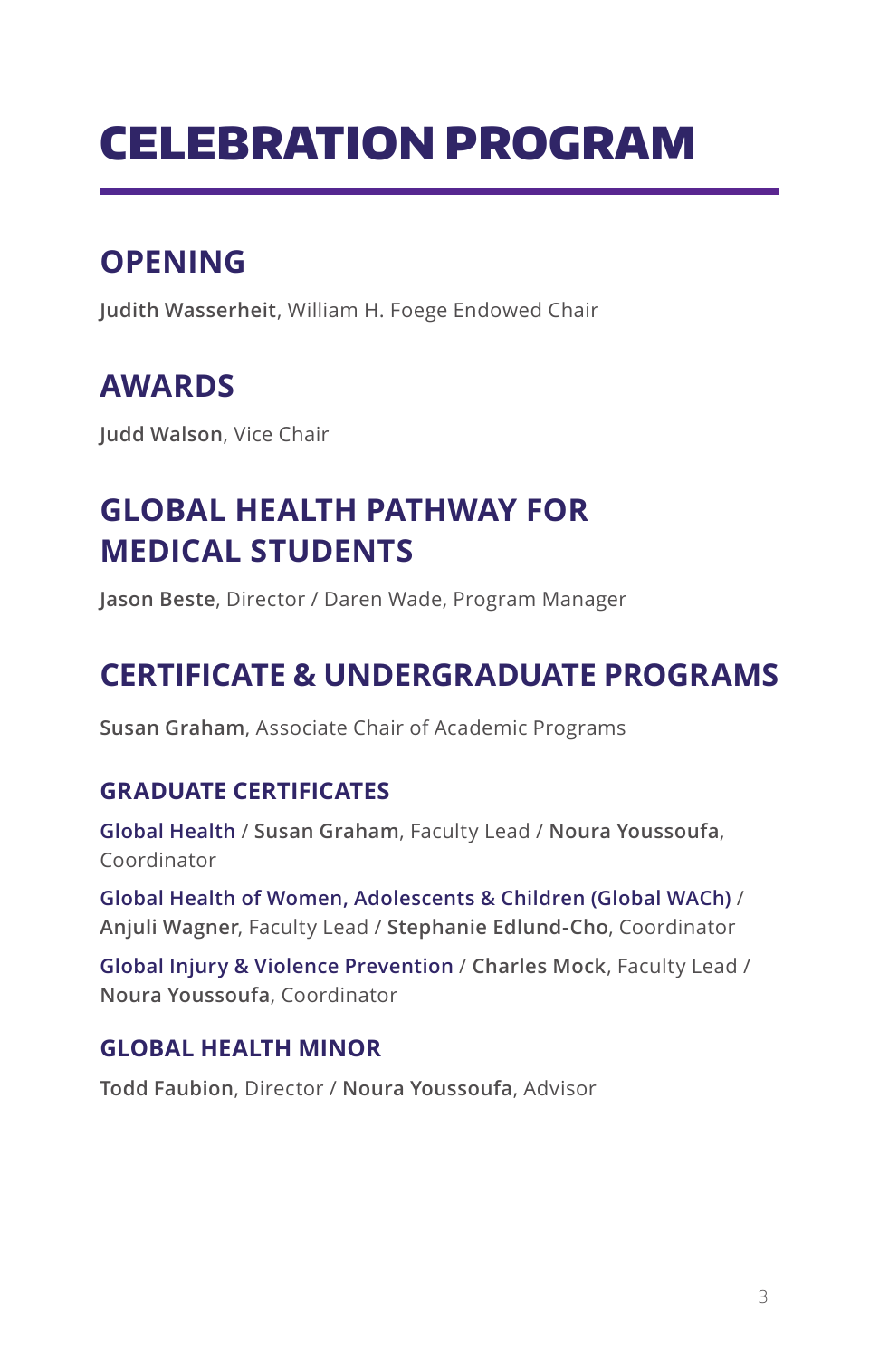# CELEBRATION PROGRAM

## OPENING

**Judith Wasserheit**, William H. Foege Endowed Chair

## AWARDS

**Judd Walson**, Vice Chair

## GLOBAL HEALTH PATHWAY FOR MEDICAL STUDENTS

**Jason Beste**, Director / Daren Wade, Program Manager

## CERTIFICATE & UNDERGRADUATE PROGRAMS

**Susan Graham**, Associate Chair of Academic Programs

### GRADUATE CERTIFICATES

Global Health / **Susan Graham**, Faculty Lead / **Noura Youssoufa**, Coordinator

Global Health of Women, Adolescents & Children (Global WACh) / **Anjuli Wagner**, Faculty Lead / **Stephanie Edlund-Cho**, Coordinator

Global Injury & Violence Prevention / **Charles Mock**, Faculty Lead / **Noura Youssoufa**, Coordinator

### GLOBAL HEALTH MINOR

**Todd Faubion**, Director / **Noura Youssoufa**, Advisor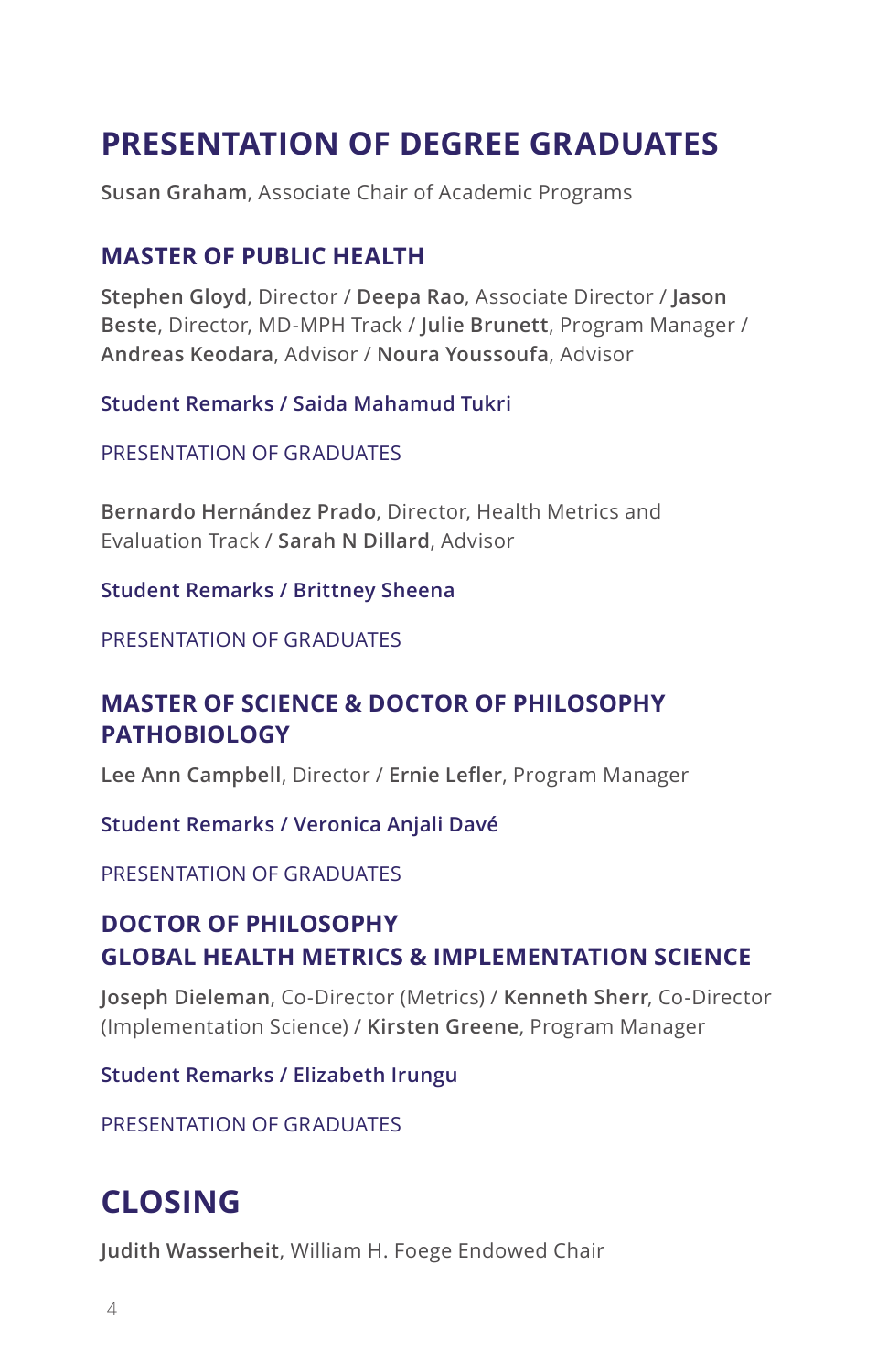# PRESENTATION OF DEGREE GRADUATES

**Susan Graham**, Associate Chair of Academic Programs

## MASTER OF PUBLIC HEALTH

**Stephen Gloyd**, Director / **Deepa Rao**, Associate Director / **Jason Beste**, Director, MD-MPH Track / **Julie Brunett**, Program Manager / **Andreas Keodara**, Advisor / **Noura Youssoufa**, Advisor

Student Remarks / Saida Mahamud Tukri

PRESENTATION OF GRADUATES

**Bernardo Hernández Prado**, Director, Health Metrics and Evaluation Track / **Sarah N Dillard**, Advisor

Student Remarks / Brittney Sheena

PRESENTATION OF GRADUATES

## MASTER OF SCIENCE & DOCTOR OF PHILOSOPHY PATHOBIOLOGY

**Lee Ann Campbell**, Director / **Ernie Lefler**, Program Manager

Student Remarks / Veronica Anjali Davé

PRESENTATION OF GRADUATES

## DOCTOR OF PHILOSOPHY GLOBAL HEALTH METRICS & IMPLEMENTATION SCIENCE

**Joseph Dieleman**, Co-Director (Metrics) / **Kenneth Sherr**, Co-Director (Implementation Science) / **Kirsten Greene**, Program Manager

Student Remarks / Elizabeth Irungu

PRESENTATION OF GRADUATES

# CLOSING

**Judith Wasserheit**, William H. Foege Endowed Chair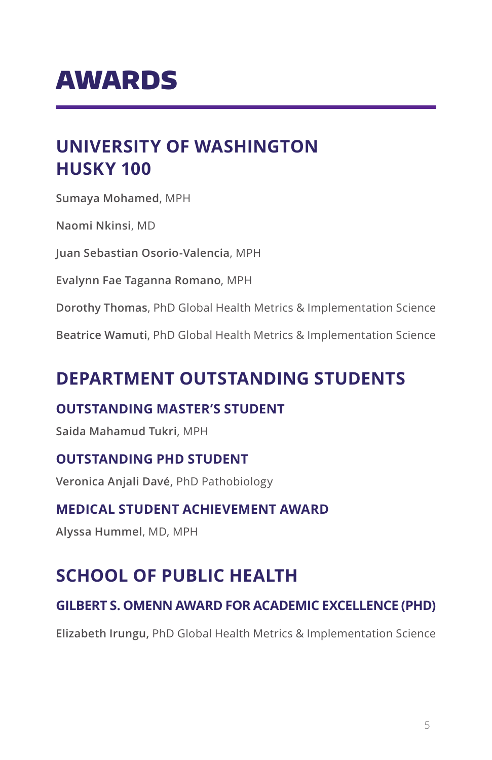# AWARDS

## UNIVERSITY OF WASHINGTON HUSKY 100

**Sumaya Mohamed**, MPH

**Naomi Nkinsi**, MD

**Juan Sebastian Osorio-Valencia**, MPH

**Evalynn Fae Taganna Romano**, MPH

**Dorothy Thomas**, PhD Global Health Metrics & Implementation Science

**Beatrice Wamuti**, PhD Global Health Metrics & Implementation Science

## DEPARTMENT OUTSTANDING STUDENTS

### OUTSTANDING MASTER'S STUDENT

**Saida Mahamud Tukri**, MPH

### OUTSTANDING PHD STUDENT

**Veronica Anjali Davé,** PhD Pathobiology

### MEDICAL STUDENT ACHIEVEMENT AWARD

**Alyssa Hummel**, MD, MPH

## SCHOOL OF PUBLIC HEALTH

### GILBERT S. OMENN AWARD FOR ACADEMIC EXCELLENCE (PHD)

**Elizabeth Irungu,** PhD Global Health Metrics & Implementation Science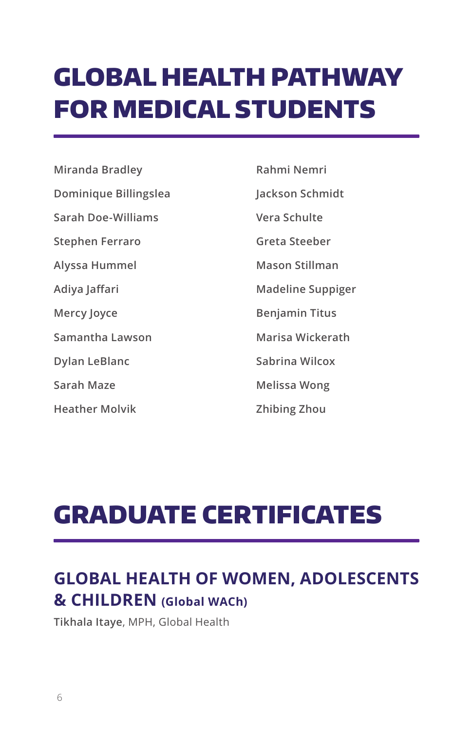# GLOBAL HEALTH PATHWAY FOR MEDICAL STUDENTS

Miranda Bradley

Dominique Billingslea

Sarah Doe-Williams

Stephen Ferraro

Alyssa Hummel

Adiya Jaffari

Mercy Joyce

Samantha Lawson

Dylan LeBlanc

Sarah Maze

Heather Molvik

Rahmi Nemri

Jackson Schmidt

Vera Schulte

Greta Steeber

Mason Stillman

Madeline Suppiger

Benjamin Titus

Marisa Wickerath

Sabrina Wilcox

Melissa Wong

Zhibing Zhou

# GRADUATE CERTIFICATES

## GLOBAL HEALTH OF WOMEN, ADOLESCENTS & CHILDREN (Global WACh)

**Tikhala Itaye**, MPH, Global Health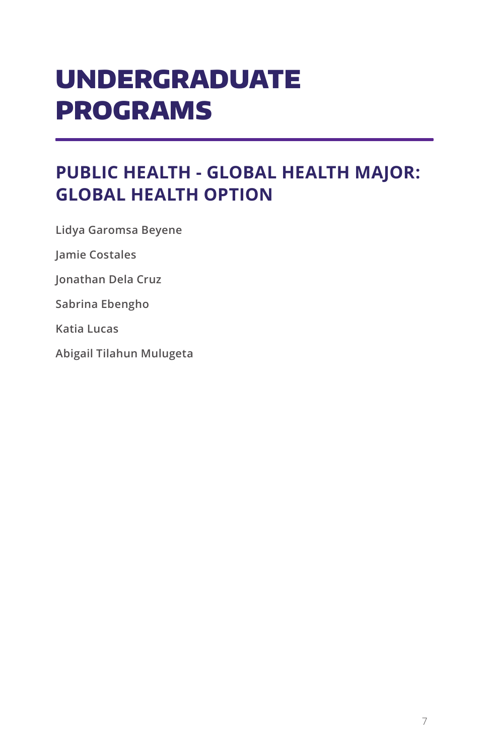# UNDERGRADUATE PROGRAMS

## PUBLIC HEALTH - GLOBAL HEALTH MAJOR: GLOBAL HEALTH OPTION

Lidya Garomsa Beyene

Jamie Costales

Jonathan Dela Cruz

Sabrina Ebengho

Katia Lucas

Abigail Tilahun Mulugeta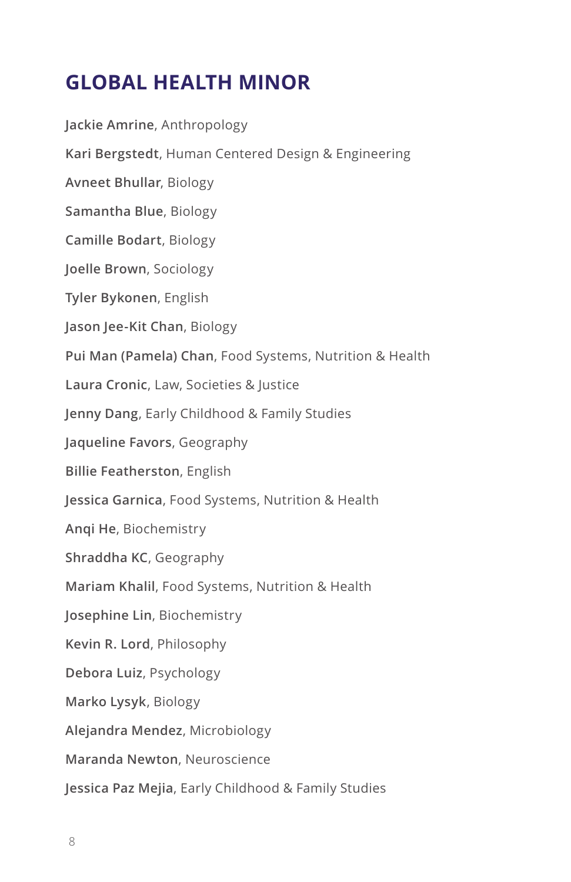## GLOBAL HEALTH MINOR

**Jackie Amrine**, Anthropology

**Kari Bergstedt**, Human Centered Design & Engineering

**Avneet Bhullar**, Biology

**Samantha Blue**, Biology

**Camille Bodart**, Biology

**Joelle Brown**, Sociology

**Tyler Bykonen**, English

**Jason Jee-Kit Chan**, Biology

**Pui Man (Pamela) Chan**, Food Systems, Nutrition & Health

**Laura Cronic**, Law, Societies & Justice

**Jenny Dang**, Early Childhood & Family Studies

**Jaqueline Favors**, Geography

**Billie Featherston**, English

**Jessica Garnica**, Food Systems, Nutrition & Health

**Anqi He**, Biochemistry

**Shraddha KC**, Geography

**Mariam Khalil**, Food Systems, Nutrition & Health

**Josephine Lin**, Biochemistry

**Kevin R. Lord**, Philosophy

**Debora Luiz**, Psychology

**Marko Lysyk**, Biology

**Alejandra Mendez**, Microbiology

**Maranda Newton**, Neuroscience

**Jessica Paz Mejia**, Early Childhood & Family Studies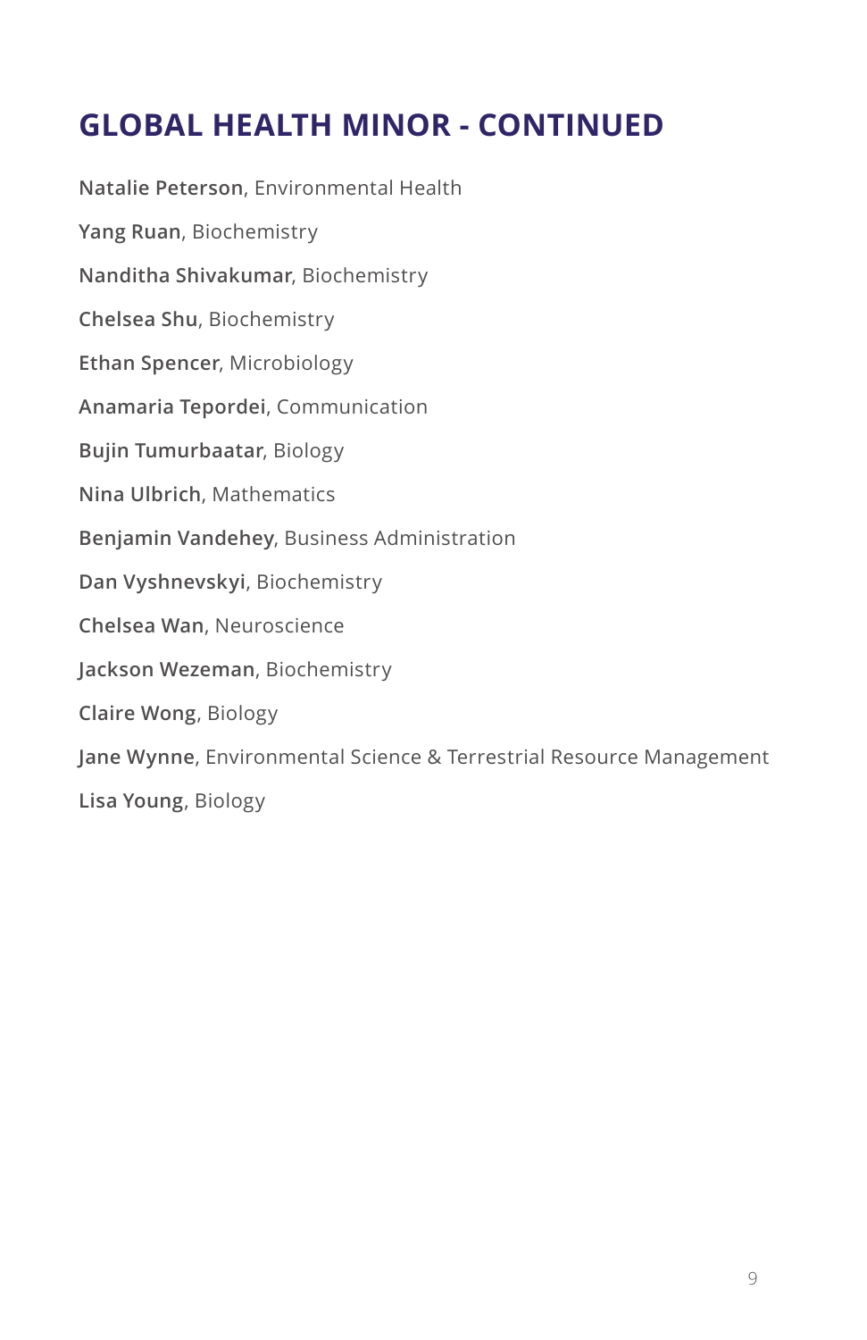## GLOBAL HEALTH MINOR - CONTINUED

**Natalie Peterson**, Environmental Health

**Yang Ruan**, Biochemistry

**Nanditha Shivakumar**, Biochemistry

**Chelsea Shu**, Biochemistry

**Ethan Spencer**, Microbiology

**Anamaria Tepordei**, Communication

**Bujin Tumurbaatar**, Biology

**Nina Ulbrich**, Mathematics

**Benjamin Vandehey**, Business Administration

**Dan Vyshnevskyi**, Biochemistry

**Chelsea Wan**, Neuroscience

**Jackson Wezeman**, Biochemistry

**Claire Wong**, Biology

**Jane Wynne**, Environmental Science & Terrestrial Resource Management

**Lisa Young**, Biology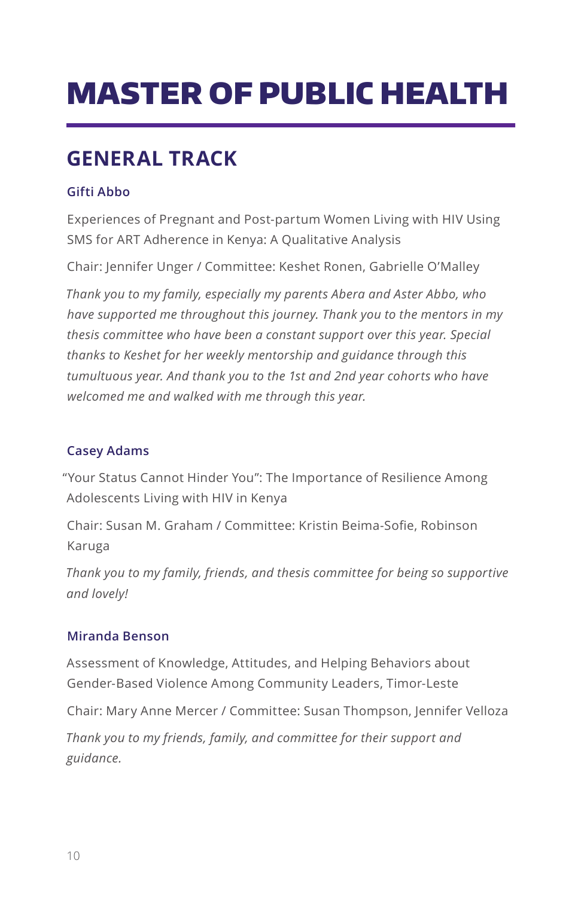# MASTER OF PUBLIC HEALTH

## GENERAL TRACK

### Gifti Abbo

Experiences of Pregnant and Post-partum Women Living with HIV Using SMS for ART Adherence in Kenya: A Qualitative Analysis

Chair: Jennifer Unger / Committee: Keshet Ronen, Gabrielle O'Malley

*Thank you to my family, especially my parents Abera and Aster Abbo, who have supported me throughout this journey. Thank you to the mentors in my thesis committee who have been a constant support over this year. Special thanks to Keshet for her weekly mentorship and guidance through this tumultuous year. And thank you to the 1st and 2nd year cohorts who have welcomed me and walked with me through this year.*

### Casey Adams

"Your Status Cannot Hinder You": The Importance of Resilience Among Adolescents Living with HIV in Kenya

Chair: Susan M. Graham / Committee: Kristin Beima-Sofie, Robinson Karuga

*Thank you to my family, friends, and thesis committee for being so supportive and lovely!*

### Miranda Benson

Assessment of Knowledge, Attitudes, and Helping Behaviors about Gender-Based Violence Among Community Leaders, Timor-Leste

Chair: Mary Anne Mercer / Committee: Susan Thompson, Jennifer Velloza

*Thank you to my friends, family, and committee for their support and guidance.*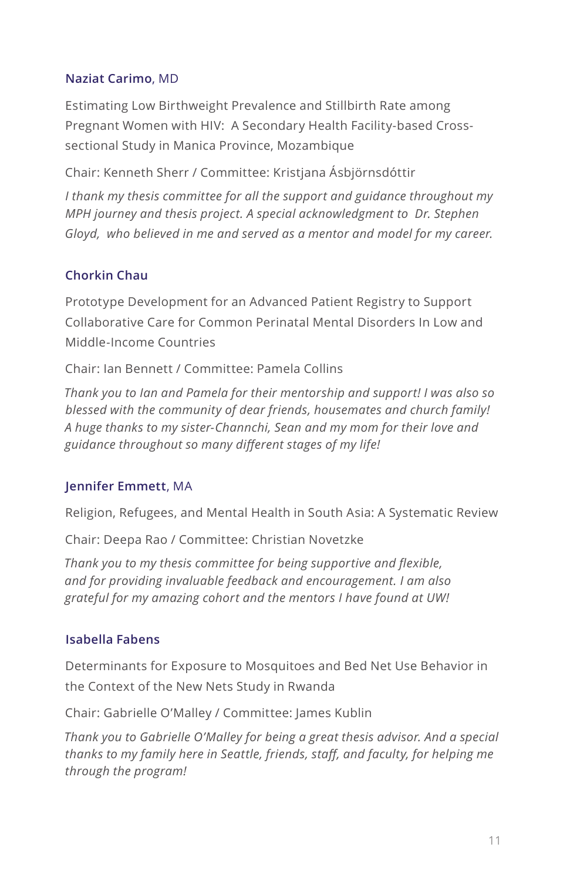### **Naziat Carimo**, MD

Estimating Low Birthweight Prevalence and Stillbirth Rate among Pregnant Women with HIV: A Secondary Health Facility-based Cross-sectional Study in Manica Province, Mozambique

Chair: Kenneth Sherr / Committee: Kristjana Ásbjörnsdóttir

*I thank my thesis committee for all the support and guidance throughout my MPH journey and thesis project. A special acknowledgment to Dr. Stephen Gloyd, who believed in me and served as a mentor and model for my career.*

### **Chorkin Chau**

Prototype Development for an Advanced Patient Registry to Support Collaborative Care for Common Perinatal Mental Disorders In Low and Middle-Income Countries

Chair: Ian Bennett / Committee: Pamela Collins

*Thank you to Ian and Pamela for their mentorship and support! I was also so blessed with the community of dear friends, housemates and church family! A huge thanks to my sister-Channchi, Sean and my mom for their love and guidance throughout so many different stages of my life!*

### **Jennifer Emmett**, MA

Religion, Refugees, and Mental Health in South Asia: A Systematic Review

Chair: Deepa Rao / Committee: Christian Novetzke

*Thank you to my thesis committee for being supportive and flexible, and for providing invaluable feedback and encouragement. I am also grateful for my amazing cohort and the mentors I have found at UW!*

### **Isabella Fabens**

Determinants for Exposure to Mosquitoes and Bed Net Use Behavior in the Context of the New Nets Study in Rwanda

Chair: Gabrielle O'Malley / Committee: James Kublin

*Thank you to Gabrielle O'Malley for being a great thesis advisor. And a special thanks to my family here in Seattle, friends, staff, and faculty, for helping me through the program!*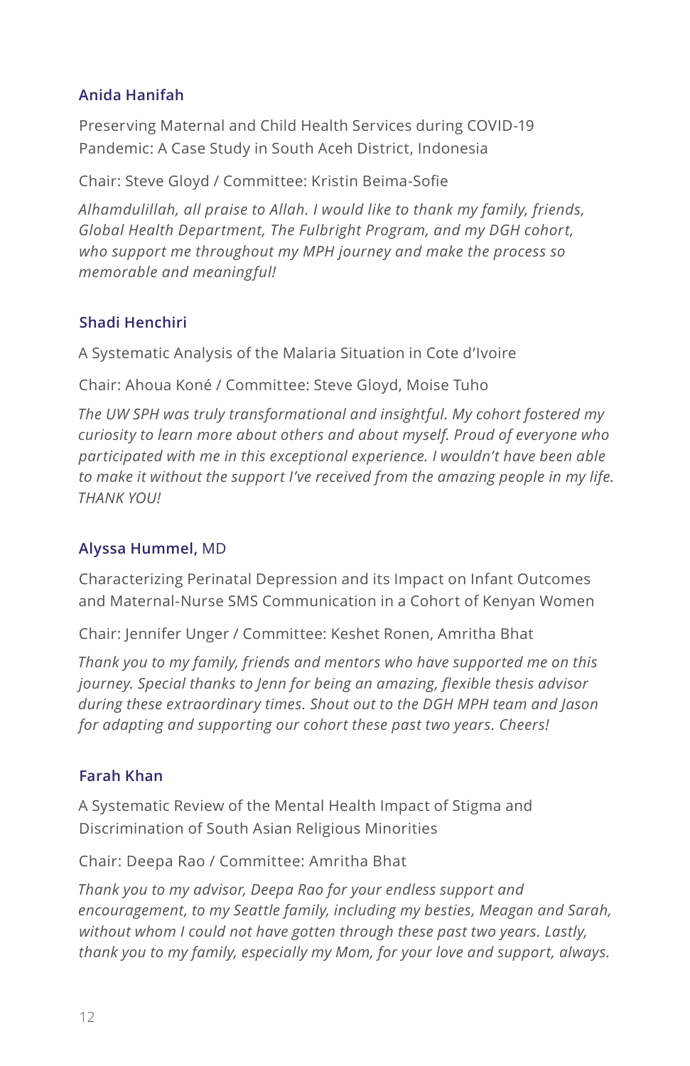### Anida Hanifah

Preserving Maternal and Child Health Services during COVID-19 Pandemic: A Case Study in South Aceh District, Indonesia

Chair: Steve Gloyd / Committee: Kristin Beima-Sofie

*Alhamdulillah, all praise to Allah. I would like to thank my family, friends, Global Health Department, The Fulbright Program, and my DGH cohort, who support me throughout my MPH journey and make the process so memorable and meaningful!*

### Shadi Henchiri

A Systematic Analysis of the Malaria Situation in Cote d'Ivoire

Chair: Ahoua Koné / Committee: Steve Gloyd, Moise Tuho

*The UW SPH was truly transformational and insightful. My cohort fostered my curiosity to learn more about others and about myself. Proud of everyone who participated with me in this exceptional experience. I wouldn't have been able to make it without the support I've received from the amazing people in my life. THANK YOU!*

### Alyssa Hummel, MD

Characterizing Perinatal Depression and its Impact on Infant Outcomes and Maternal-Nurse SMS Communication in a Cohort of Kenyan Women

Chair: Jennifer Unger / Committee: Keshet Ronen, Amritha Bhat

*Thank you to my family, friends and mentors who have supported me on this journey. Special thanks to Jenn for being an amazing, flexible thesis advisor during these extraordinary times. Shout out to the DGH MPH team and Jason for adapting and supporting our cohort these past two years. Cheers!*

### Farah Khan

A Systematic Review of the Mental Health Impact of Stigma and Discrimination of South Asian Religious Minorities

Chair: Deepa Rao / Committee: Amritha Bhat

*Thank you to my advisor, Deepa Rao for your endless support and encouragement, to my Seattle family, including my besties, Meagan and Sarah, without whom I could not have gotten through these past two years. Lastly, thank you to my family, especially my Mom, for your love and support, always.*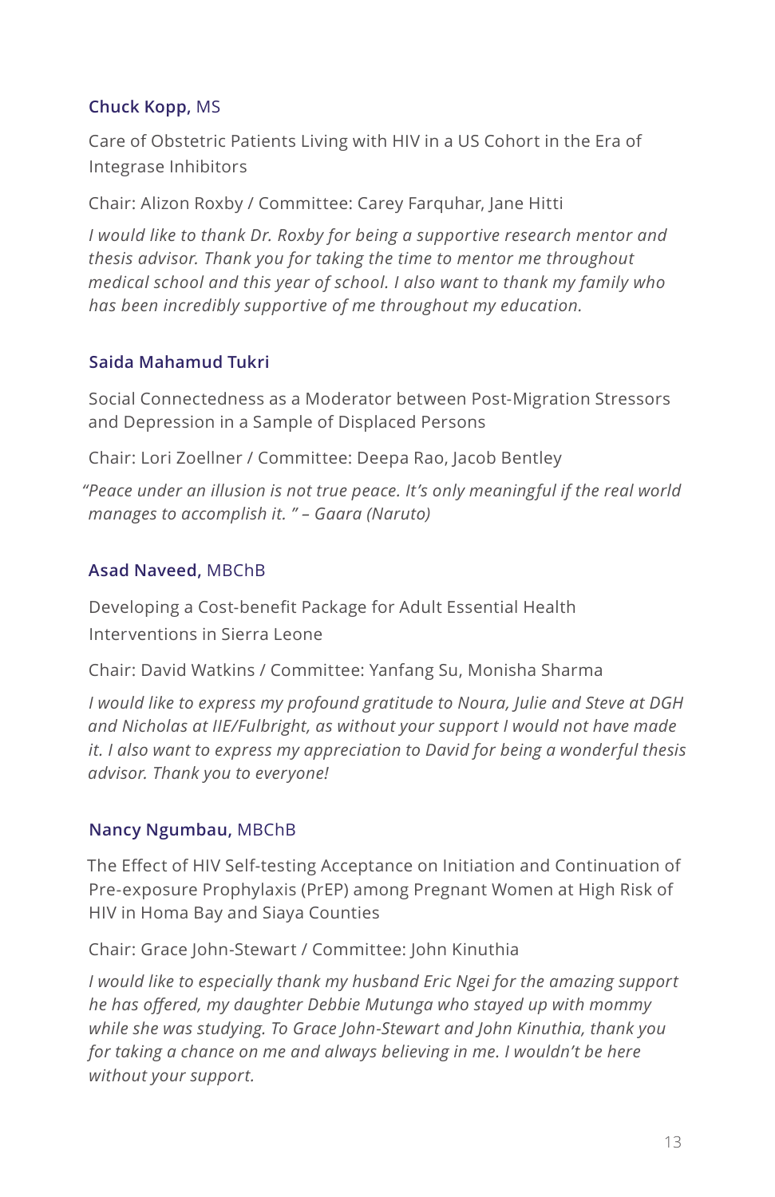**Chuck Kopp,** MS

Care of Obstetric Patients Living with HIV in a US Cohort in the Era of Integrase Inhibitors

Chair: Alizon Roxby / Committee: Carey Farquhar, Jane Hitti

*I would like to thank Dr. Roxby for being a supportive research mentor and thesis advisor. Thank you for taking the time to mentor me throughout medical school and this year of school. I also want to thank my family who has been incredibly supportive of me throughout my education.*

**Saida Mahamud Tukri**

Social Connectedness as a Moderator between Post-Migration Stressors and Depression in a Sample of Displaced Persons

Chair: Lori Zoellner / Committee: Deepa Rao, Jacob Bentley

*"Peace under an illusion is not true peace. It's only meaningful if the real world manages to accomplish it. " – Gaara (Naruto)*

**Asad Naveed,** MBChB

Developing a Cost-benefit Package for Adult Essential Health Interventions in Sierra Leone

Chair: David Watkins / Committee: Yanfang Su, Monisha Sharma

*I would like to express my profound gratitude to Noura, Julie and Steve at DGH and Nicholas at IIE/Fulbright, as without your support I would not have made it. I also want to express my appreciation to David for being a wonderful thesis advisor. Thank you to everyone!*

**Nancy Ngumbau,** MBChB

The Effect of HIV Self-testing Acceptance on Initiation and Continuation of Pre-exposure Prophylaxis (PrEP) among Pregnant Women at High Risk of HIV in Homa Bay and Siaya Counties

Chair: Grace John-Stewart / Committee: John Kinuthia

*I would like to especially thank my husband Eric Ngei for the amazing support he has offered, my daughter Debbie Mutunga who stayed up with mommy while she was studying. To Grace John-Stewart and John Kinuthia, thank you for taking a chance on me and always believing in me. I wouldn't be here without your support.*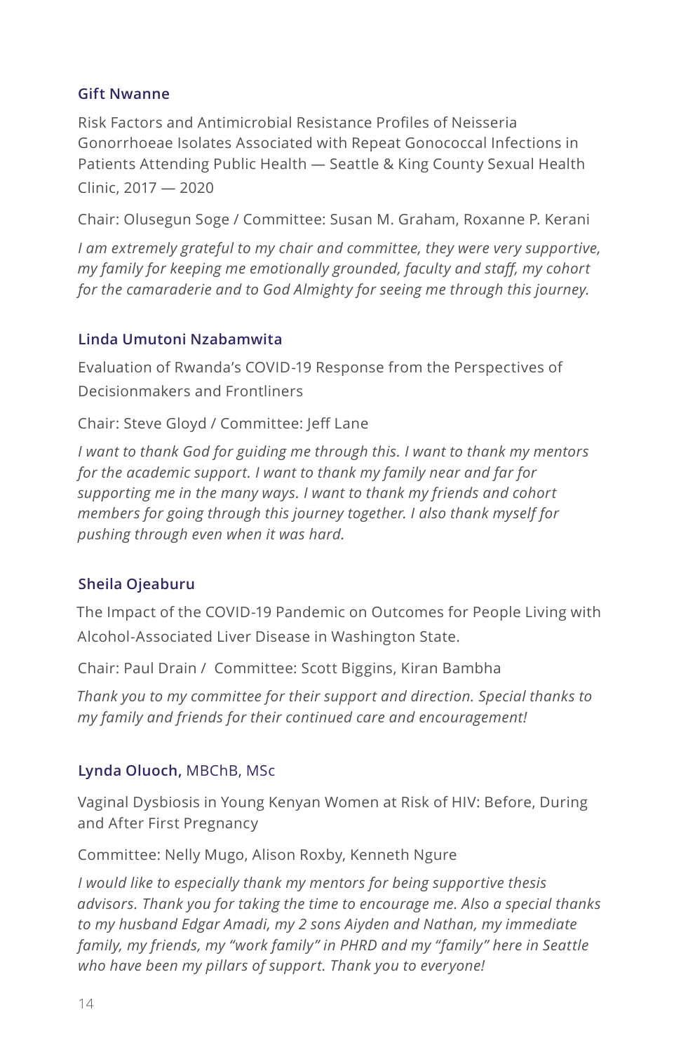### Gift Nwanne

Risk Factors and Antimicrobial Resistance Profiles of Neisseria Gonorrhoeae Isolates Associated with Repeat Gonococcal Infections in Patients Attending Public Health — Seattle & King County Sexual Health Clinic, 2017 — 2020

Chair: Olusegun Soge / Committee: Susan M. Graham, Roxanne P. Kerani

*I am extremely grateful to my chair and committee, they were very supportive, my family for keeping me emotionally grounded, faculty and staff, my cohort for the camaraderie and to God Almighty for seeing me through this journey.*

### Linda Umutoni Nzabamwita

Evaluation of Rwanda's COVID-19 Response from the Perspectives of Decisionmakers and Frontliners

Chair: Steve Gloyd / Committee: Jeff Lane

*I want to thank God for guiding me through this. I want to thank my mentors for the academic support. I want to thank my family near and far for supporting me in the many ways. I want to thank my friends and cohort members for going through this journey together. I also thank myself for pushing through even when it was hard.*

### Sheila Ojeaburu

The Impact of the COVID-19 Pandemic on Outcomes for People Living with Alcohol-Associated Liver Disease in Washington State.

Chair: Paul Drain / Committee: Scott Biggins, Kiran Bambha

*Thank you to my committee for their support and direction. Special thanks to my family and friends for their continued care and encouragement!*

### Lynda Oluoch, MBChB, MSc

Vaginal Dysbiosis in Young Kenyan Women at Risk of HIV: Before, During and After First Pregnancy

Committee: Nelly Mugo, Alison Roxby, Kenneth Ngure

*I would like to especially thank my mentors for being supportive thesis advisors. Thank you for taking the time to encourage me. Also a special thanks to my husband Edgar Amadi, my 2 sons Aiyden and Nathan, my immediate family, my friends, my "work family" in PHRD and my "family" here in Seattle who have been my pillars of support. Thank you to everyone!*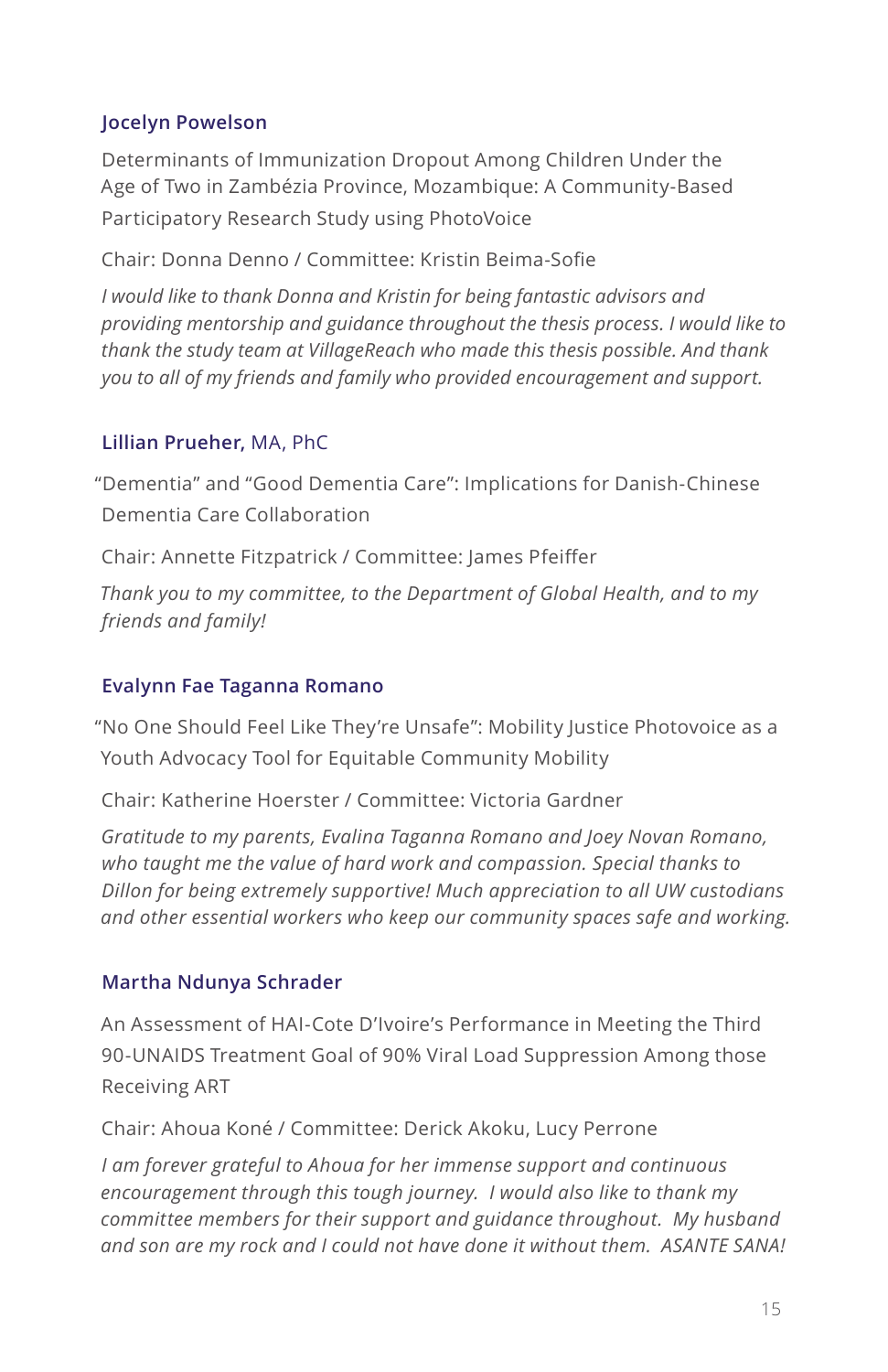### Jocelyn Powelson

Determinants of Immunization Dropout Among Children Under the Age of Two in Zambézia Province, Mozambique: A Community-Based Participatory Research Study using PhotoVoice

Chair: Donna Denno / Committee: Kristin Beima-Sofie

*I would like to thank Donna and Kristin for being fantastic advisors and providing mentorship and guidance throughout the thesis process. I would like to thank the study team at VillageReach who made this thesis possible. And thank you to all of my friends and family who provided encouragement and support.*

### Lillian Prueher, MA, PhC

"Dementia" and "Good Dementia Care": Implications for Danish-Chinese Dementia Care Collaboration

Chair: Annette Fitzpatrick / Committee: James Pfeiffer

*Thank you to my committee, to the Department of Global Health, and to my friends and family!*

### Evalynn Fae Taganna Romano

"No One Should Feel Like They're Unsafe": Mobility Justice Photovoice as a Youth Advocacy Tool for Equitable Community Mobility

Chair: Katherine Hoerster / Committee: Victoria Gardner

*Gratitude to my parents, Evalina Taganna Romano and Joey Novan Romano, who taught me the value of hard work and compassion. Special thanks to Dillon for being extremely supportive! Much appreciation to all UW custodians and other essential workers who keep our community spaces safe and working.*

### Martha Ndunya Schrader

An Assessment of HAI-Cote D'Ivoire's Performance in Meeting the Third 90-UNAIDS Treatment Goal of 90% Viral Load Suppression Among those Receiving ART

Chair: Ahoua Koné / Committee: Derick Akoku, Lucy Perrone

*I am forever grateful to Ahoua for her immense support and continuous encouragement through this tough journey. I would also like to thank my committee members for their support and guidance throughout. My husband and son are my rock and I could not have done it without them. ASANTE SANA!*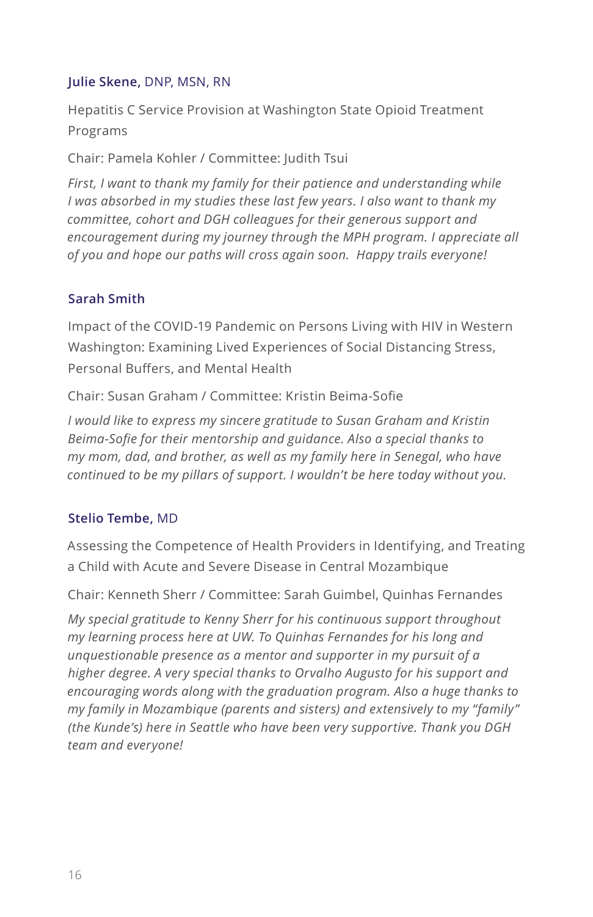### **Julie Skene,** DNP, MSN, RN

Hepatitis C Service Provision at Washington State Opioid Treatment Programs

Chair: Pamela Kohler / Committee: Judith Tsui

*First, I want to thank my family for their patience and understanding while I was absorbed in my studies these last few years. I also want to thank my committee, cohort and DGH colleagues for their generous support and encouragement during my journey through the MPH program. I appreciate all of you and hope our paths will cross again soon. Happy trails everyone!*

### **Sarah Smith**

Impact of the COVID-19 Pandemic on Persons Living with HIV in Western Washington: Examining Lived Experiences of Social Distancing Stress, Personal Buffers, and Mental Health

Chair: Susan Graham / Committee: Kristin Beima-Sofie

*I would like to express my sincere gratitude to Susan Graham and Kristin Beima-Sofie for their mentorship and guidance. Also a special thanks to my mom, dad, and brother, as well as my family here in Senegal, who have continued to be my pillars of support. I wouldn't be here today without you.*

### **Stelio Tembe,** MD

Assessing the Competence of Health Providers in Identifying, and Treating a Child with Acute and Severe Disease in Central Mozambique

Chair: Kenneth Sherr / Committee: Sarah Guimbel, Quinhas Fernandes

*My special gratitude to Kenny Sherr for his continuous support throughout my learning process here at UW. To Quinhas Fernandes for his long and unquestionable presence as a mentor and supporter in my pursuit of a higher degree. A very special thanks to Orvalho Augusto for his support and encouraging words along with the graduation program. Also a huge thanks to my family in Mozambique (parents and sisters) and extensively to my "family" (the Kunde's) here in Seattle who have been very supportive. Thank you DGH team and everyone!*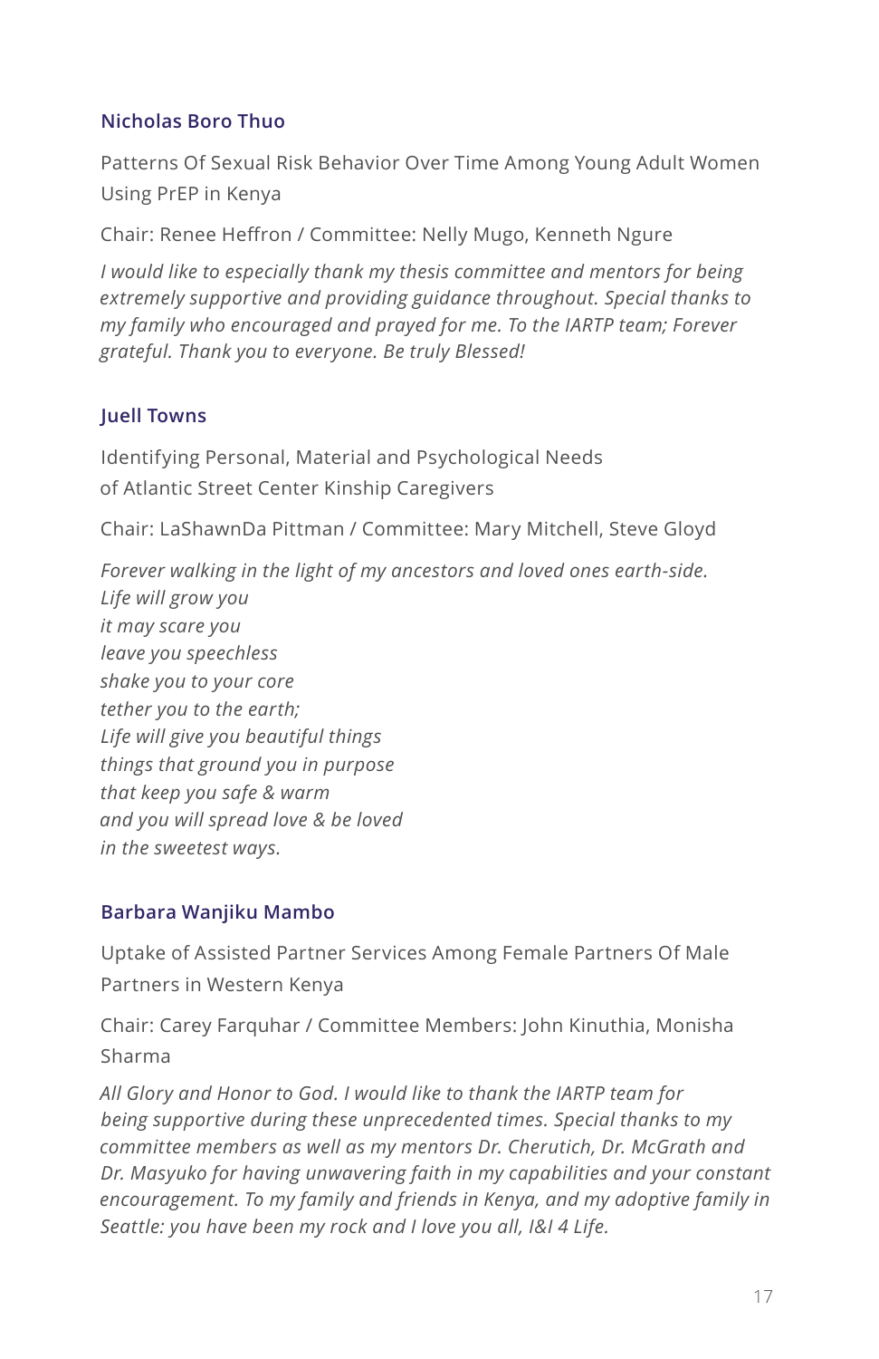### Nicholas Boro Thuo

Patterns Of Sexual Risk Behavior Over Time Among Young Adult Women Using PrEP in Kenya

Chair: Renee Heffron / Committee: Nelly Mugo, Kenneth Ngure

*I would like to especially thank my thesis committee and mentors for being extremely supportive and providing guidance throughout. Special thanks to my family who encouraged and prayed for me. To the IARTP team; Forever grateful. Thank you to everyone. Be truly Blessed!*

### Juell Towns

Identifying Personal, Material and Psychological Needs of Atlantic Street Center Kinship Caregivers

Chair: LaShawnDa Pittman / Committee: Mary Mitchell, Steve Gloyd

*Forever walking in the light of my ancestors and loved ones earth-side.*
*Life will grow you*
*it may scare you*
*leave you speechless*
*shake you to your core*
*tether you to the earth;*
*Life will give you beautiful things*
*things that ground you in purpose*
*that keep you safe & warm*
*and you will spread love & be loved*
*in the sweetest ways.*

### Barbara Wanjiku Mambo

Uptake of Assisted Partner Services Among Female Partners Of Male Partners in Western Kenya

Chair: Carey Farquhar / Committee Members: John Kinuthia, Monisha Sharma

*All Glory and Honor to God. I would like to thank the IARTP team for being supportive during these unprecedented times. Special thanks to my committee members as well as my mentors Dr. Cherutich, Dr. McGrath and Dr. Masyuko for having unwavering faith in my capabilities and your constant encouragement. To my family and friends in Kenya, and my adoptive family in Seattle: you have been my rock and I love you all, I&I 4 Life.*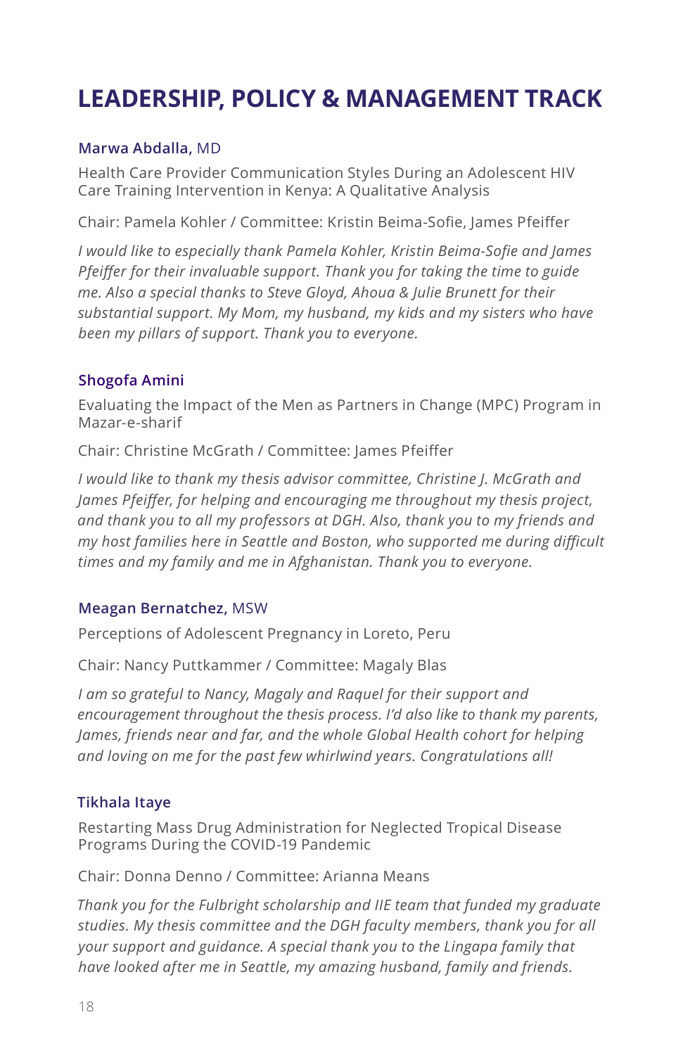# LEADERSHIP, POLICY & MANAGEMENT TRACK

### **Marwa Abdalla,** MD

Health Care Provider Communication Styles During an Adolescent HIV Care Training Intervention in Kenya: A Qualitative Analysis

Chair: Pamela Kohler / Committee: Kristin Beima-Sofie, James Pfeiffer

*I would like to especially thank Pamela Kohler, Kristin Beima-Sofie and James Pfeiffer for their invaluable support. Thank you for taking the time to guide me. Also a special thanks to Steve Gloyd, Ahoua & Julie Brunett for their substantial support. My Mom, my husband, my kids and my sisters who have been my pillars of support. Thank you to everyone.*

### **Shogofa Amini**

Evaluating the Impact of the Men as Partners in Change (MPC) Program in Mazar-e-sharif

Chair: Christine McGrath / Committee: James Pfeiffer

*I would like to thank my thesis advisor committee, Christine J. McGrath and James Pfeiffer, for helping and encouraging me throughout my thesis project, and thank you to all my professors at DGH. Also, thank you to my friends and my host families here in Seattle and Boston, who supported me during difficult times and my family and me in Afghanistan. Thank you to everyone.*

### **Meagan Bernatchez,** MSW

Perceptions of Adolescent Pregnancy in Loreto, Peru

Chair: Nancy Puttkammer / Committee: Magaly Blas

*I am so grateful to Nancy, Magaly and Raquel for their support and encouragement throughout the thesis process. I'd also like to thank my parents, James, friends near and far, and the whole Global Health cohort for helping and loving on me for the past few whirlwind years. Congratulations all!*

### **Tikhala Itaye**

Restarting Mass Drug Administration for Neglected Tropical Disease Programs During the COVID-19 Pandemic

Chair: Donna Denno / Committee: Arianna Means

*Thank you for the Fulbright scholarship and IIE team that funded my graduate studies. My thesis committee and the DGH faculty members, thank you for all your support and guidance. A special thank you to the Lingapa family that have looked after me in Seattle, my amazing husband, family and friends.*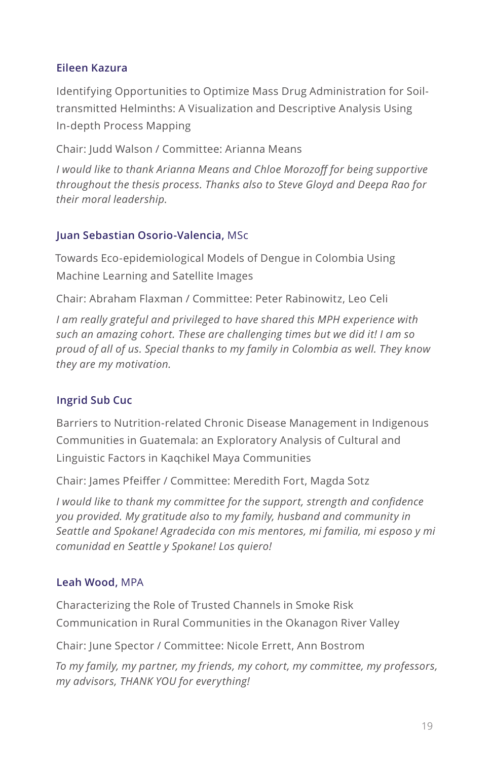### Eileen Kazura

Identifying Opportunities to Optimize Mass Drug Administration for Soil-transmitted Helminths: A Visualization and Descriptive Analysis Using In-depth Process Mapping

Chair: Judd Walson / Committee: Arianna Means

*I would like to thank Arianna Means and Chloe Morozoff for being supportive throughout the thesis process. Thanks also to Steve Gloyd and Deepa Rao for their moral leadership.*

### Juan Sebastian Osorio-Valencia, MSc

Towards Eco-epidemiological Models of Dengue in Colombia Using Machine Learning and Satellite Images

Chair: Abraham Flaxman / Committee: Peter Rabinowitz, Leo Celi

*I am really grateful and privileged to have shared this MPH experience with such an amazing cohort. These are challenging times but we did it! I am so proud of all of us. Special thanks to my family in Colombia as well. They know they are my motivation.*

### Ingrid Sub Cuc

Barriers to Nutrition-related Chronic Disease Management in Indigenous Communities in Guatemala: an Exploratory Analysis of Cultural and Linguistic Factors in Kaqchikel Maya Communities

Chair: James Pfeiffer / Committee: Meredith Fort, Magda Sotz

*I would like to thank my committee for the support, strength and confidence you provided. My gratitude also to my family, husband and community in Seattle and Spokane! Agradecida con mis mentores, mi familia, mi esposo y mi comunidad en Seattle y Spokane! Los quiero!*

### Leah Wood, MPA

Characterizing the Role of Trusted Channels in Smoke Risk Communication in Rural Communities in the Okanagon River Valley

Chair: June Spector / Committee: Nicole Errett, Ann Bostrom

*To my family, my partner, my friends, my cohort, my committee, my professors, my advisors, THANK YOU for everything!*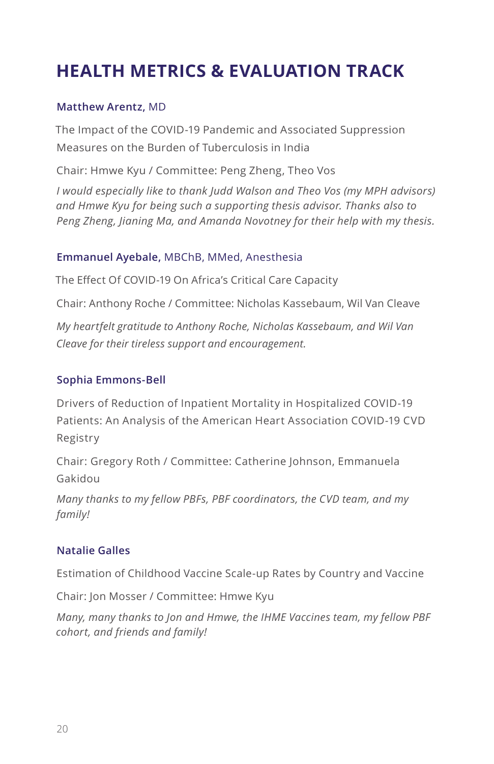# HEALTH METRICS & EVALUATION TRACK

**Matthew Arentz,** MD

The Impact of the COVID-19 Pandemic and Associated Suppression Measures on the Burden of Tuberculosis in India

Chair: Hmwe Kyu / Committee: Peng Zheng, Theo Vos

*I would especially like to thank Judd Walson and Theo Vos (my MPH advisors) and Hmwe Kyu for being such a supporting thesis advisor. Thanks also to Peng Zheng, Jianing Ma, and Amanda Novotney for their help with my thesis.*

**Emmanuel Ayebale,** MBChB, MMed, Anesthesia

The Effect Of COVID-19 On Africa's Critical Care Capacity

Chair: Anthony Roche / Committee: Nicholas Kassebaum, Wil Van Cleave

*My heartfelt gratitude to Anthony Roche, Nicholas Kassebaum, and Wil Van Cleave for their tireless support and encouragement.*

**Sophia Emmons-Bell**

Drivers of Reduction of Inpatient Mortality in Hospitalized COVID-19 Patients: An Analysis of the American Heart Association COVID-19 CVD Registry

Chair: Gregory Roth / Committee: Catherine Johnson, Emmanuela Gakidou

*Many thanks to my fellow PBFs, PBF coordinators, the CVD team, and my family!*

**Natalie Galles**

Estimation of Childhood Vaccine Scale-up Rates by Country and Vaccine

Chair: Jon Mosser / Committee: Hmwe Kyu

*Many, many thanks to Jon and Hmwe, the IHME Vaccines team, my fellow PBF cohort, and friends and family!*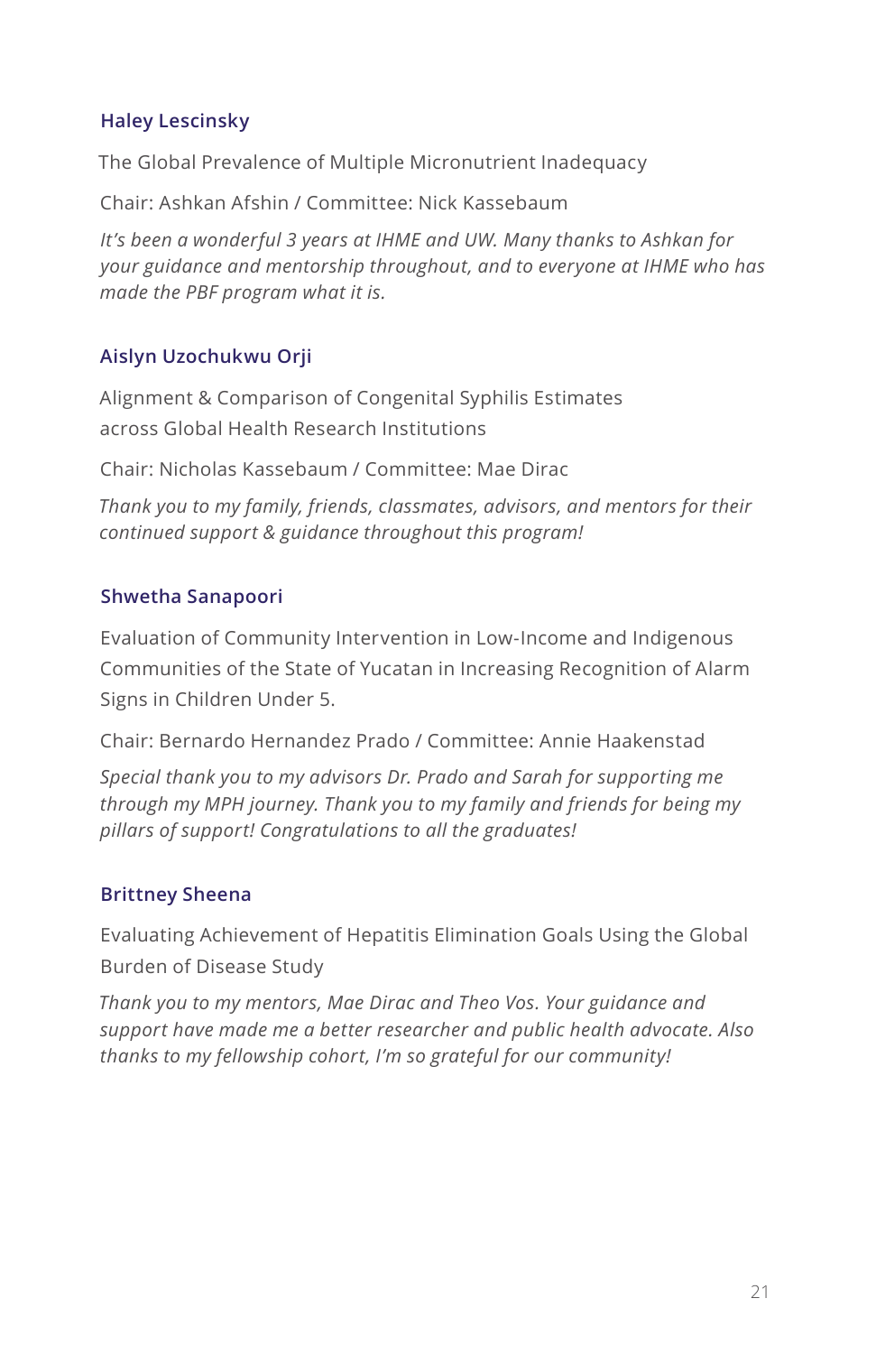### Haley Lescinsky

The Global Prevalence of Multiple Micronutrient Inadequacy

Chair: Ashkan Afshin / Committee: Nick Kassebaum

*It's been a wonderful 3 years at IHME and UW. Many thanks to Ashkan for your guidance and mentorship throughout, and to everyone at IHME who has made the PBF program what it is.*

### Aislyn Uzochukwu Orji

Alignment & Comparison of Congenital Syphilis Estimates across Global Health Research Institutions

Chair: Nicholas Kassebaum / Committee: Mae Dirac

*Thank you to my family, friends, classmates, advisors, and mentors for their continued support & guidance throughout this program!*

### Shwetha Sanapoori

Evaluation of Community Intervention in Low-Income and Indigenous Communities of the State of Yucatan in Increasing Recognition of Alarm Signs in Children Under 5.

Chair: Bernardo Hernandez Prado / Committee: Annie Haakenstad

*Special thank you to my advisors Dr. Prado and Sarah for supporting me through my MPH journey. Thank you to my family and friends for being my pillars of support! Congratulations to all the graduates!*

### Brittney Sheena

Evaluating Achievement of Hepatitis Elimination Goals Using the Global Burden of Disease Study

*Thank you to my mentors, Mae Dirac and Theo Vos. Your guidance and support have made me a better researcher and public health advocate. Also thanks to my fellowship cohort, I'm so grateful for our community!*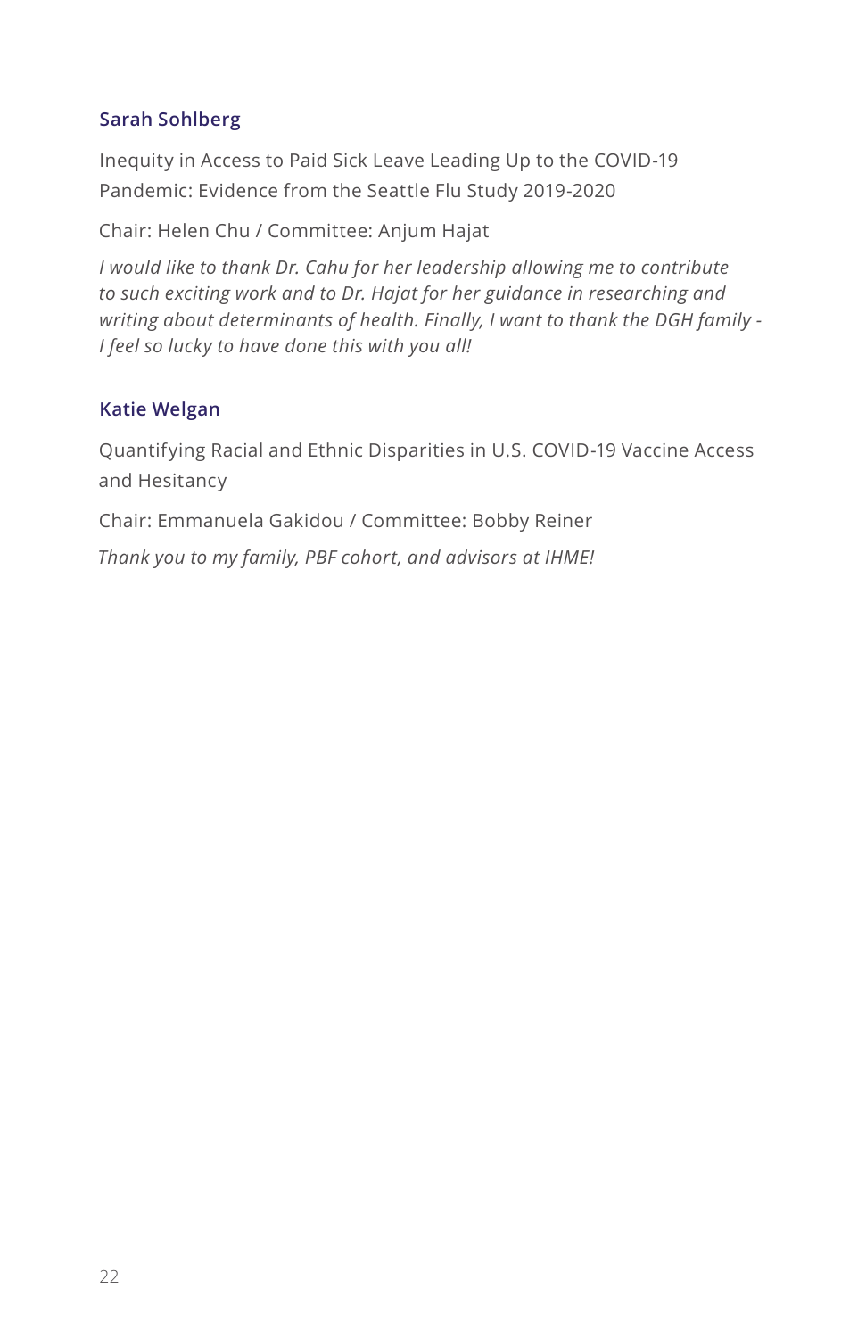### Sarah Sohlberg

Inequity in Access to Paid Sick Leave Leading Up to the COVID-19 Pandemic: Evidence from the Seattle Flu Study 2019-2020

Chair: Helen Chu / Committee: Anjum Hajat

*I would like to thank Dr. Cahu for her leadership allowing me to contribute to such exciting work and to Dr. Hajat for her guidance in researching and writing about determinants of health. Finally, I want to thank the DGH family - I feel so lucky to have done this with you all!*

### Katie Welgan

Quantifying Racial and Ethnic Disparities in U.S. COVID-19 Vaccine Access and Hesitancy

Chair: Emmanuela Gakidou / Committee: Bobby Reiner

*Thank you to my family, PBF cohort, and advisors at IHME!*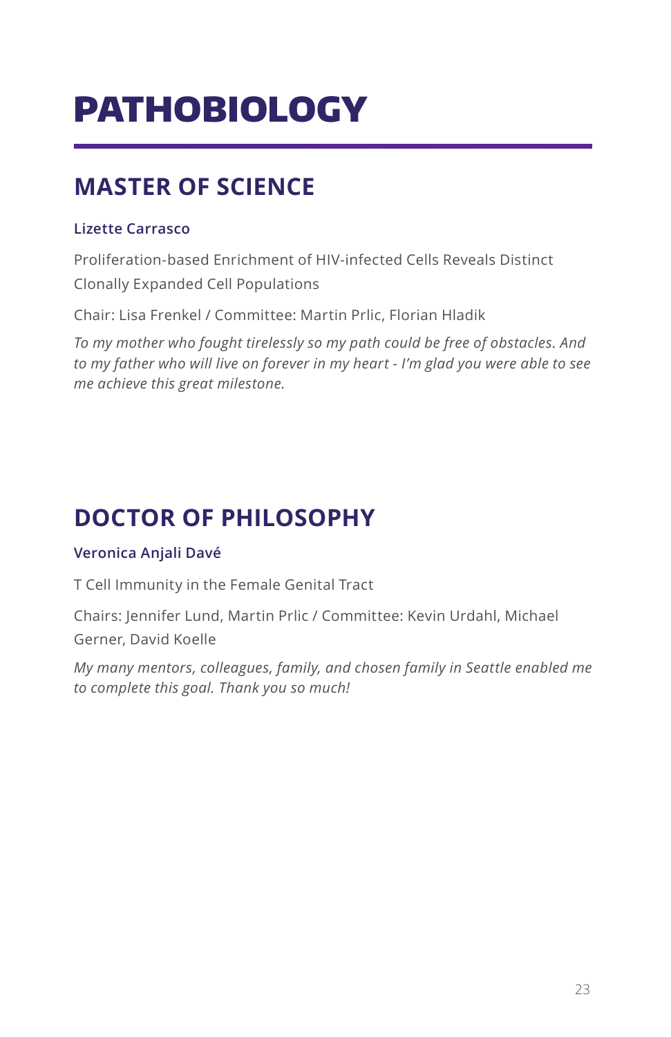# PATHOBIOLOGY

## MASTER OF SCIENCE

**Lizette Carrasco**

Proliferation-based Enrichment of HIV-infected Cells Reveals Distinct Clonally Expanded Cell Populations

Chair: Lisa Frenkel / Committee: Martin Prlic, Florian Hladik

*To my mother who fought tirelessly so my path could be free of obstacles. And to my father who will live on forever in my heart - I'm glad you were able to see me achieve this great milestone.*

## DOCTOR OF PHILOSOPHY

**Veronica Anjali Davé**

T Cell Immunity in the Female Genital Tract

Chairs: Jennifer Lund, Martin Prlic / Committee: Kevin Urdahl, Michael Gerner, David Koelle

*My many mentors, colleagues, family, and chosen family in Seattle enabled me to complete this goal. Thank you so much!*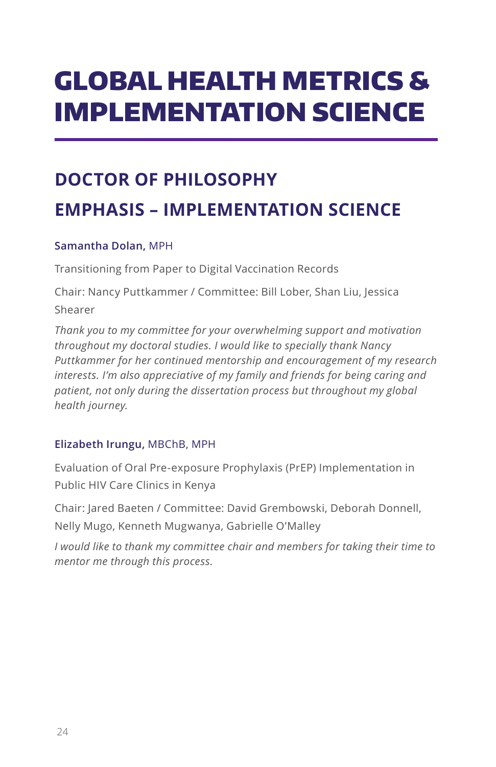# GLOBAL HEALTH METRICS & IMPLEMENTATION SCIENCE

## DOCTOR OF PHILOSOPHY

## EMPHASIS – IMPLEMENTATION SCIENCE

**Samantha Dolan,** MPH

Transitioning from Paper to Digital Vaccination Records

Chair: Nancy Puttkammer / Committee: Bill Lober, Shan Liu, Jessica Shearer

*Thank you to my committee for your overwhelming support and motivation throughout my doctoral studies. I would like to specially thank Nancy Puttkammer for her continued mentorship and encouragement of my research interests. I'm also appreciative of my family and friends for being caring and patient, not only during the dissertation process but throughout my global health journey.*

**Elizabeth Irungu,** MBChB, MPH

Evaluation of Oral Pre-exposure Prophylaxis (PrEP) Implementation in Public HIV Care Clinics in Kenya

Chair: Jared Baeten / Committee: David Grembowski, Deborah Donnell, Nelly Mugo, Kenneth Mugwanya, Gabrielle O'Malley

*I would like to thank my committee chair and members for taking their time to mentor me through this process.*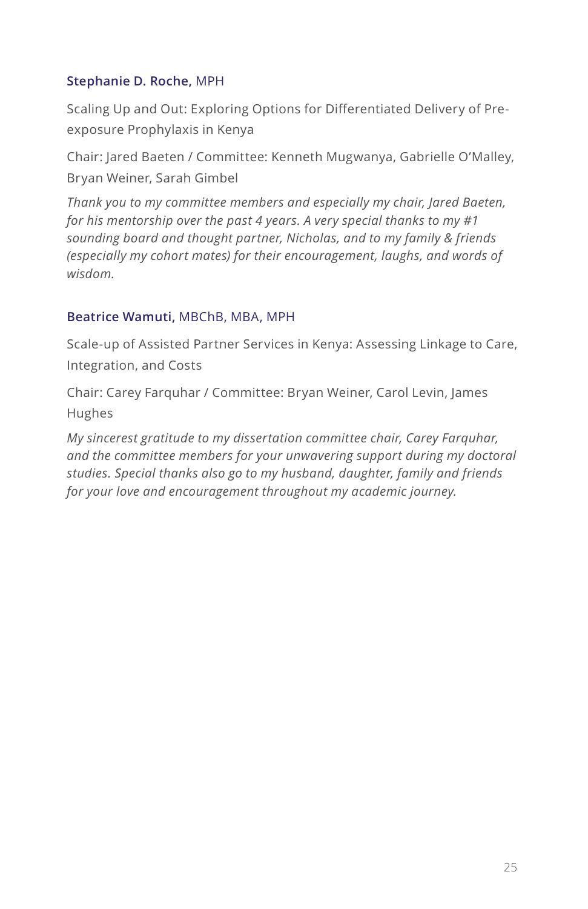**Stephanie D. Roche,** MPH

Scaling Up and Out: Exploring Options for Differentiated Delivery of Pre-exposure Prophylaxis in Kenya

Chair: Jared Baeten / Committee: Kenneth Mugwanya, Gabrielle O'Malley, Bryan Weiner, Sarah Gimbel

*Thank you to my committee members and especially my chair, Jared Baeten, for his mentorship over the past 4 years. A very special thanks to my #1 sounding board and thought partner, Nicholas, and to my family & friends (especially my cohort mates) for their encouragement, laughs, and words of wisdom.*

**Beatrice Wamuti,** MBChB, MBA, MPH

Scale-up of Assisted Partner Services in Kenya: Assessing Linkage to Care, Integration, and Costs

Chair: Carey Farquhar / Committee: Bryan Weiner, Carol Levin, James Hughes

*My sincerest gratitude to my dissertation committee chair, Carey Farquhar, and the committee members for your unwavering support during my doctoral studies. Special thanks also go to my husband, daughter, family and friends for your love and encouragement throughout my academic journey.*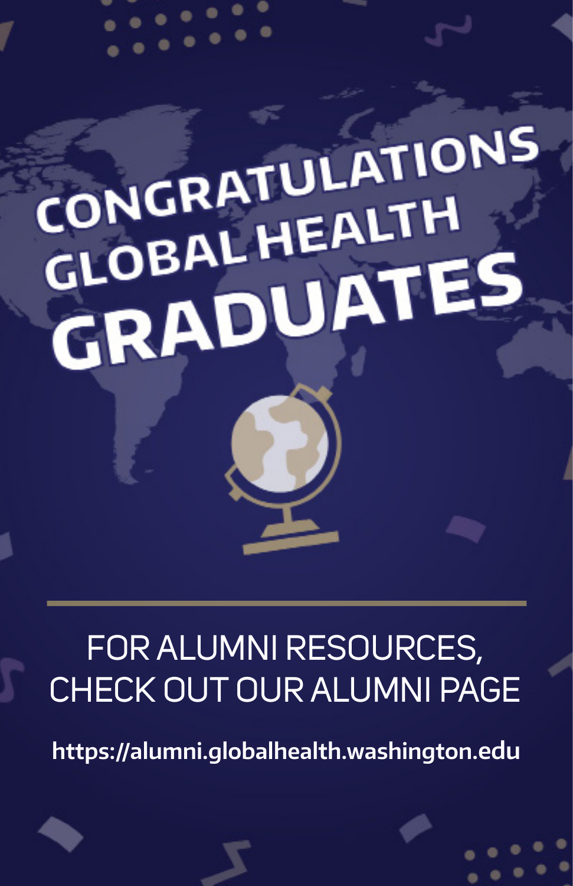# CONGRATULATIONS GLOBAL HEALTH GRADUATES

FOR ALUMNI RESOURCES, CHECK OUT OUR ALUMNI PAGE

**https://alumni.globalhealth.washington.edu**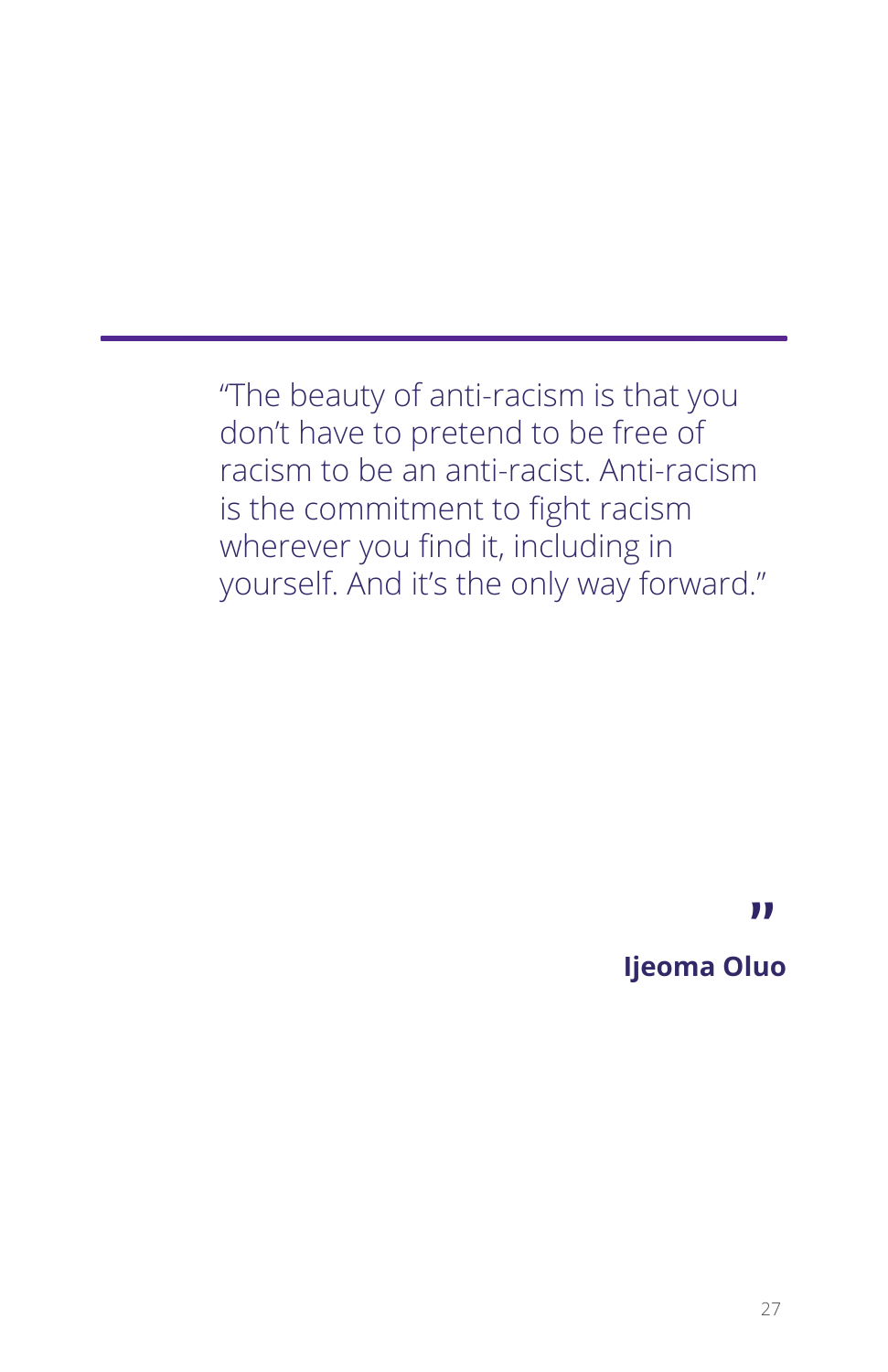"The beauty of anti-racism is that you don't have to pretend to be free of racism to be an anti-racist. Anti-racism is the commitment to fight racism wherever you find it, including in yourself. And it's the only way forward."

**Ijeoma Oluo**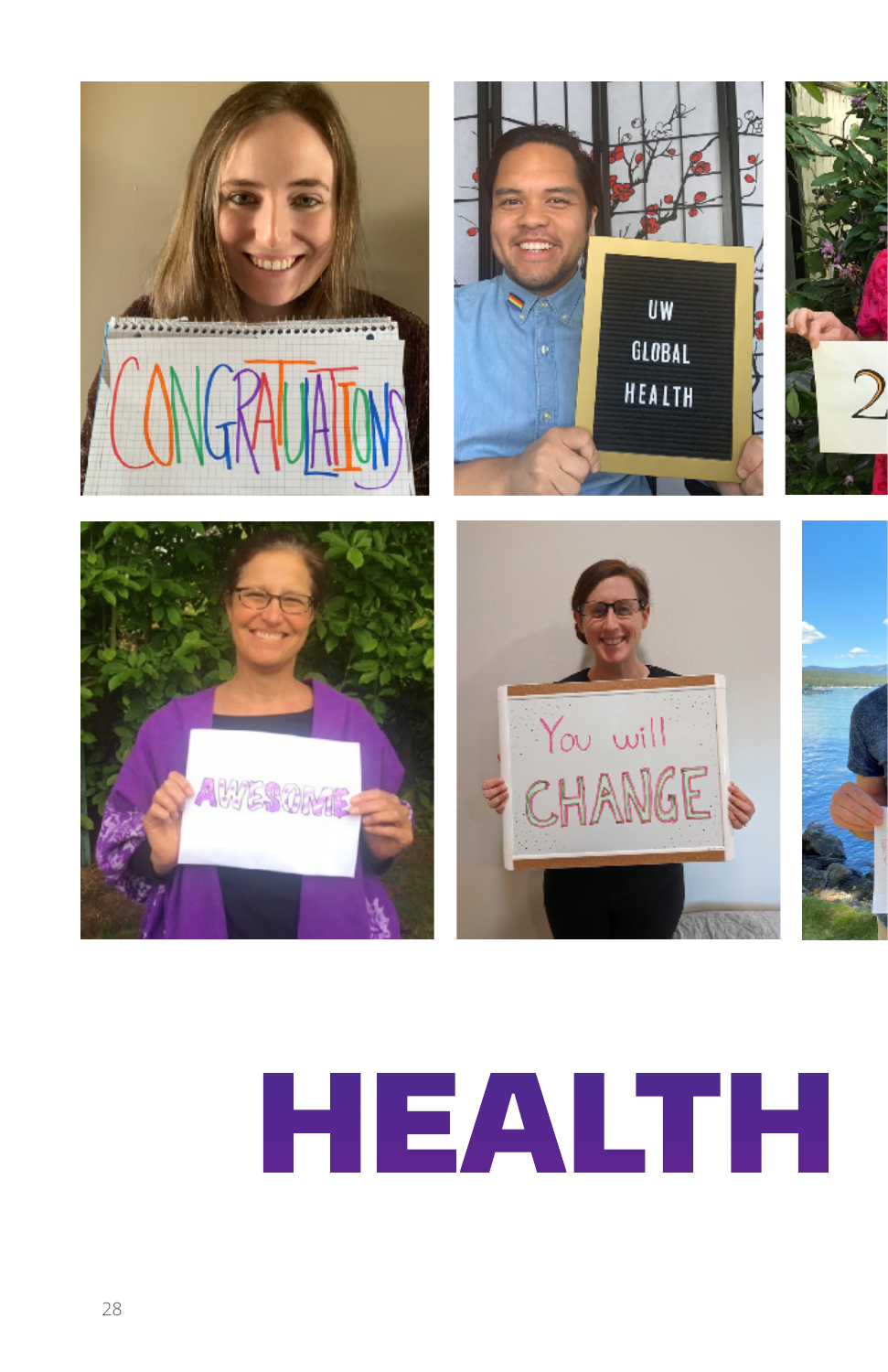# HEALTH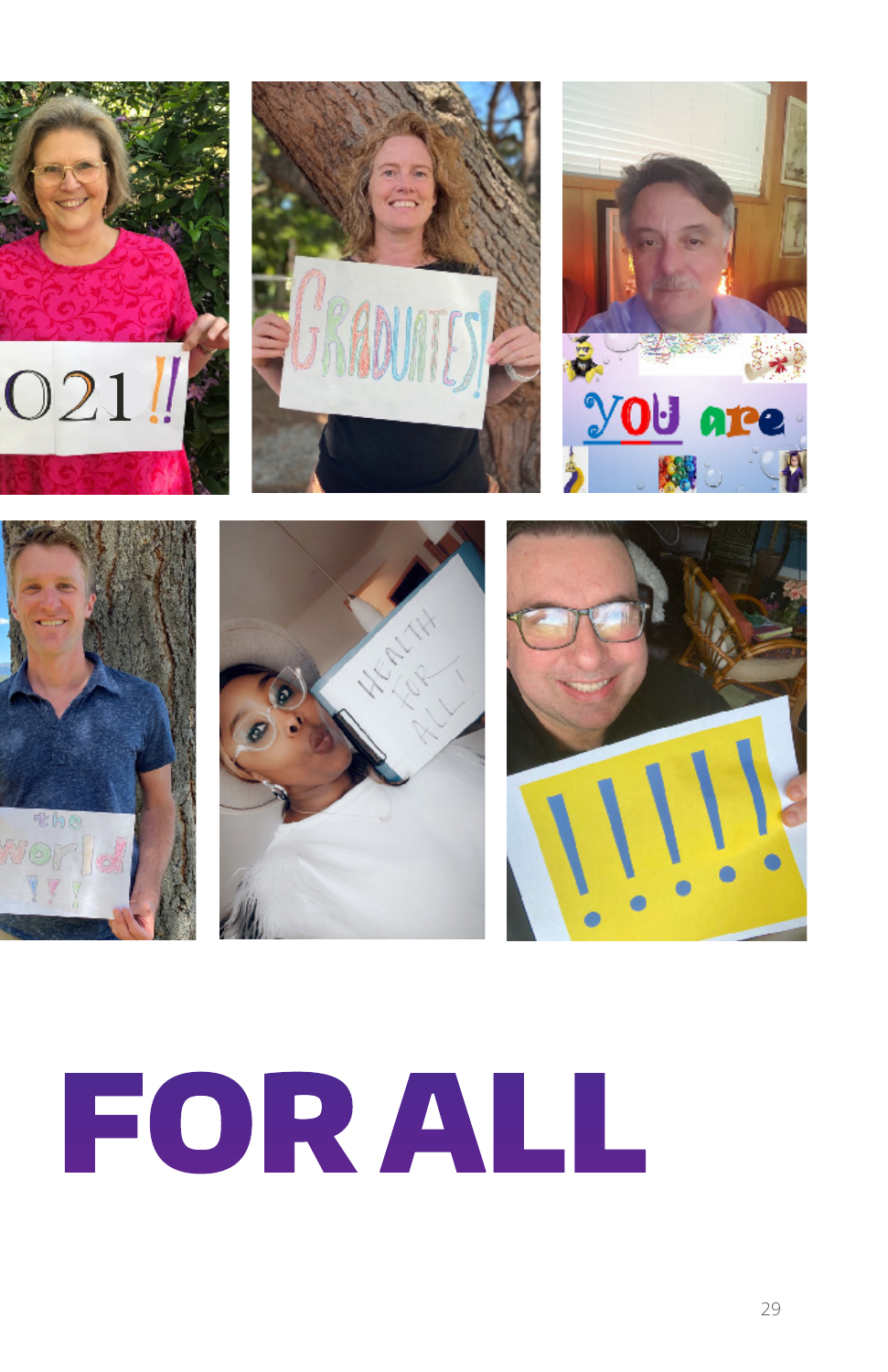# FOR ALL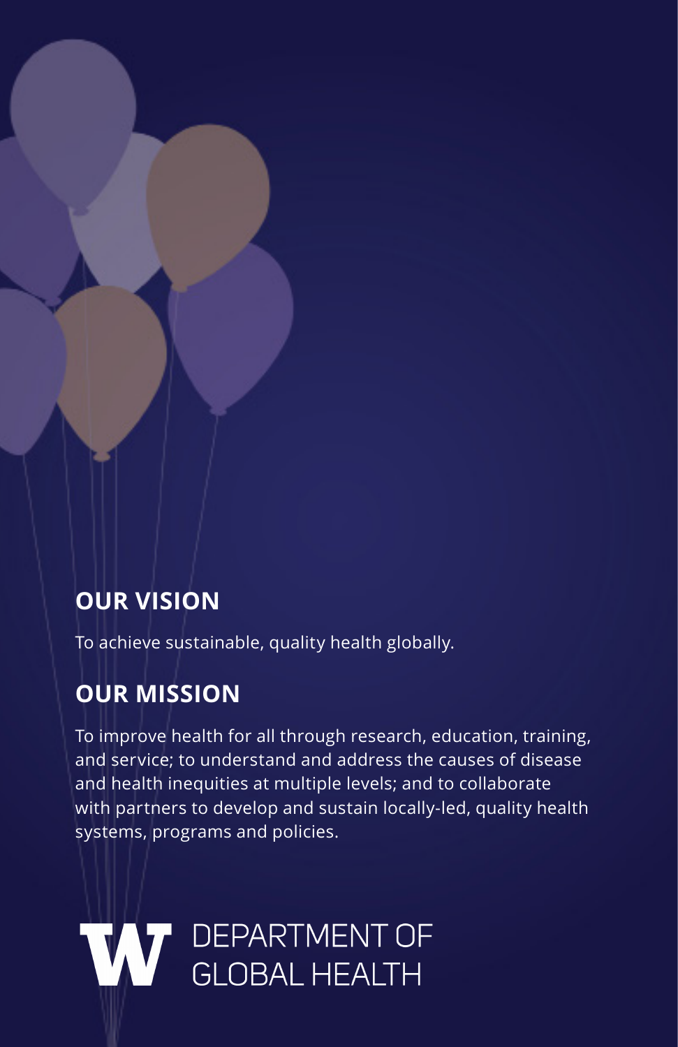## OUR VISION

To achieve sustainable, quality health globally.

## OUR MISSION

To improve health for all through research, education, training, and service; to understand and address the causes of disease and health inequities at multiple levels; and to collaborate with partners to develop and sustain locally-led, quality health systems, programs and policies.

DEPARTMENT OF GLOBAL HEALTH